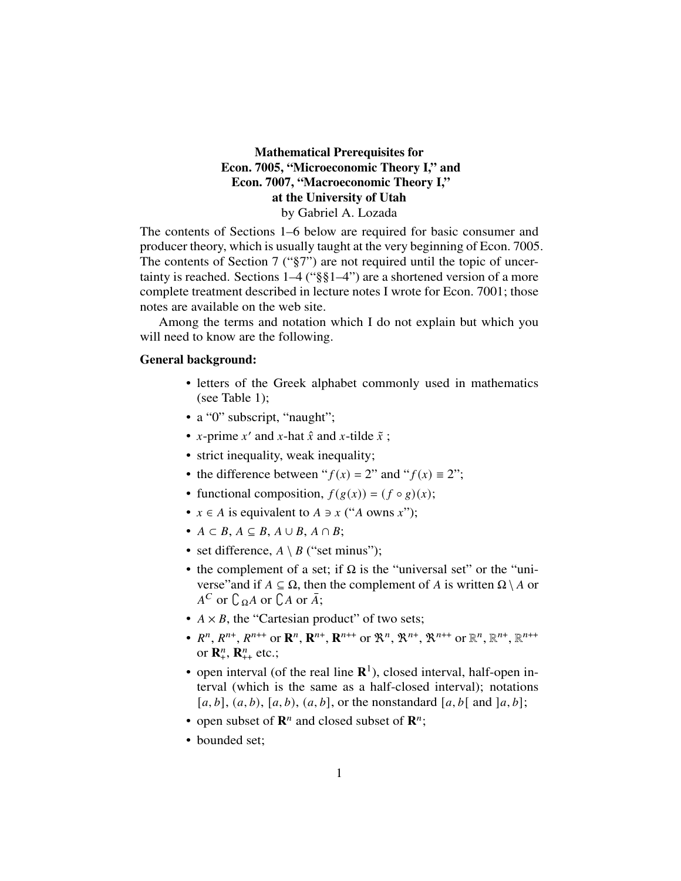# Mathematical Prerequisites for Econ. 7005, "Microeconomic Theory I," and Econ. 7007, "Macroeconomic Theory I," at the University of Utah

by Gabriel A. Lozada

The contents of Sections 1–6 below are required for basic consumer and producer theory, which is usually taught at the very beginning of Econ. 7005. The contents of Section 7 ("§7") are not required until the topic of uncertainty is reached. Sections 1–4 ("§§1–4") are a shortened version of a more complete treatment described in lecture notes I wrote for Econ. 7001; those notes are available on the web site.

Among the terms and notation which I do not explain but which you will need to know are the following.

**General background:**

- letters of the Greek alphabet commonly used in mathematics (see Table 1);
- a "0" subscript, "naught";
- $x$-prime $x'$ and $x$-hat $\hat{x}$ and $x$-tilde $\tilde{x}$ ;
- strict inequality, weak inequality;
- the difference between "$f(x) = 2$" and "$f(x) \equiv 2$";
- functional composition, $f(g(x)) = (f \circ g)(x)$;
- $x \in A$ is equivalent to $A \ni x$ ("$A$ owns $x$");
- $A \subset B$, $A \subseteq B$, $A \cup B$, $A \cap B$;
- set difference, $A \setminus B$ ("set minus");
- the complement of a set; if $\Omega$ is the "universal set" or the "universe"and if $A \subseteq \Omega$, then the complement of $A$ is written $\Omega \setminus A$ or $A^C$ or $\complement_\Omega A$ or $\complement A$ or $\bar{A}$;
- $A \times B$, the "Cartesian product" of two sets;
- $R^n$, $R^{n+}$, $R^{n++}$ or $\mathbf{R}^n$, $\mathbf{R}^{n+}$, $\mathbf{R}^{n++}$ or $\mathfrak{R}^n$, $\mathfrak{R}^{n+}$, $\mathfrak{R}^{n++}$ or $\mathbb{R}^n$, $\mathbb{R}^{n+}$, $\mathbb{R}^{n++}$ or $\mathbf{R}^n_+$, $\mathbf{R}^n_{++}$ etc.;
- open interval (of the real line $\mathbf{R}^1$), closed interval, half-open interval (which is the same as a half-closed interval); notations $[a, b]$, $(a, b)$, $[a, b)$, $(a, b]$, or the nonstandard $[a, b[$ and $]a, b]$;
- open subset of $\mathbf{R}^n$ and closed subset of $\mathbf{R}^n$;
- bounded set;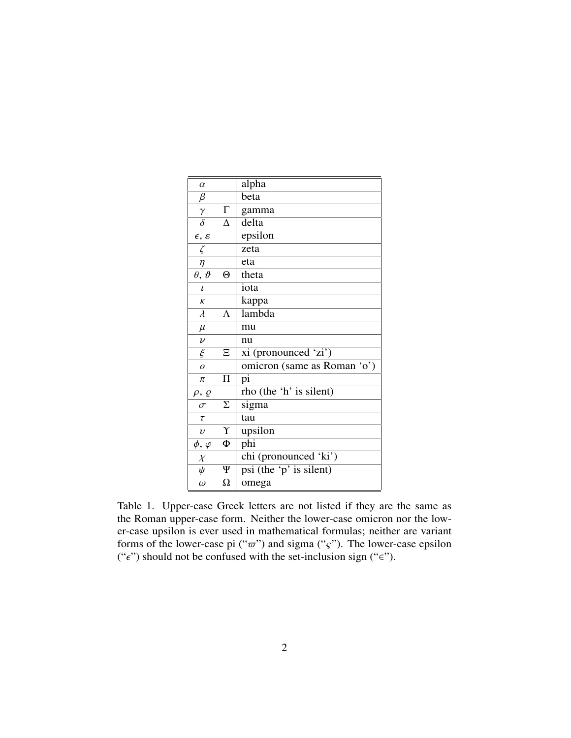| | | |
|---|---|---|
| $\alpha$ | | alpha |
| $\beta$ | | beta |
| $\gamma$ | $\Gamma$ | gamma |
| $\delta$ | $\Delta$ | delta |
| $\epsilon$, $\varepsilon$ | | epsilon |
| $\zeta$ | | zeta |
| $\eta$ | | eta |
| $\theta$, $\vartheta$ | $\Theta$ | theta |
| $\iota$ | | iota |
| $\kappa$ | | kappa |
| $\lambda$ | $\Lambda$ | lambda |
| $\mu$ | | mu |
| $\nu$ | | nu |
| $\xi$ | $\Xi$ | xi (pronounced 'zi') |
| $o$ | | omicron (same as Roman 'o') |
| $\pi$ | $\Pi$ | pi |
| $\rho$, $\varrho$ | | rho (the 'h' is silent) |
| $\sigma$ | $\Sigma$ | sigma |
| $\tau$ | | tau |
| $\upsilon$ | $\Upsilon$ | upsilon |
| $\phi$, $\varphi$ | $\Phi$ | phi |
| $\chi$ | | chi (pronounced 'ki') |
| $\psi$ | $\Psi$ | psi (the 'p' is silent) |
| $\omega$ | $\Omega$ | omega |

Table 1. Upper-case Greek letters are not listed if they are the same as the Roman upper-case form. Neither the lower-case omicron nor the lower-case upsilon is ever used in mathematical formulas; neither are variant forms of the lower-case pi ("$\varpi$") and sigma ("$\varsigma$"). The lower-case epsilon ("$\epsilon$") should not be confused with the set-inclusion sign ("$\in$").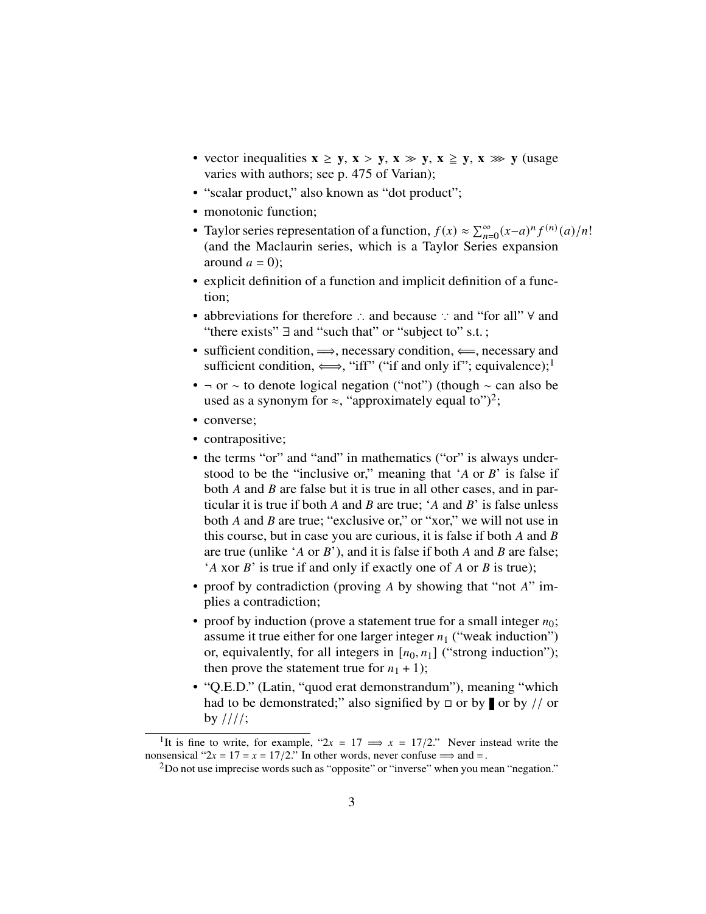- vector inequalities $\mathbf{x} \geq \mathbf{y}$, $\mathbf{x} > \mathbf{y}$, $\mathbf{x} \gg \mathbf{y}$, $\mathbf{x} \geqq \mathbf{y}$, $\mathbf{x} \ggg \mathbf{y}$ (usage varies with authors; see p. 475 of Varian);
- "scalar product," also known as "dot product";
- monotonic function;
- Taylor series representation of a function, $f(x) \approx \sum_{n=0}^{\infty}(x-a)^n f^{(n)}(a)/n!$ (and the Maclaurin series, which is a Taylor Series expansion around $a = 0$);
- explicit definition of a function and implicit definition of a function;
- abbreviations for therefore $\therefore$ and because $\because$ and "for all" $\forall$ and "there exists" $\exists$ and "such that" or "subject to" s.t. ;
- sufficient condition, $\Longrightarrow$, necessary condition, $\Longleftarrow$, necessary and sufficient condition, $\Longleftrightarrow$, "iff" ("if and only if"; equivalence);[1]
- $\neg$ or $\sim$ to denote logical negation ("not") (though $\sim$ can also be used as a synonym for $\approx$, "approximately equal to")[2];
- converse;
- contrapositive;
- the terms "or" and "and" in mathematics ("or" is always understood to be the "inclusive or," meaning that '$A$ or $B$' is false if both $A$ and $B$ are false but it is true in all other cases, and in particular it is true if both $A$ and $B$ are true; '$A$ and $B$' is false unless both $A$ and $B$ are true; "exclusive or," or "xor," we will not use in this course, but in case you are curious, it is false if both $A$ and $B$ are true (unlike '$A$ or $B$'), and it is false if both $A$ and $B$ are false; '$A$ xor $B$' is true if and only if exactly one of $A$ or $B$ is true);
- proof by contradiction (proving $A$ by showing that "not $A$" implies a contradiction;
- proof by induction (prove a statement true for a small integer $n_0$; assume it true either for one larger integer $n_1$ ("weak induction") or, equivalently, for all integers in $[n_0, n_1]$ ("strong induction"); then prove the statement true for $n_1 + 1$);
- "Q.E.D." (Latin, "quod erat demonstrandum"), meaning "which had to be demonstrated;" also signified by $\square$ or by $\blacksquare$ or by // or by ////;

---

[1] It is fine to write, for example, "$2x = 17 \Longrightarrow x = 17/2$." Never instead write the nonsensical "$2x = 17 = x = 17/2$." In other words, never confuse $\Longrightarrow$ and $=$.

[2] Do not use imprecise words such as "opposite" or "inverse" when you mean "negation."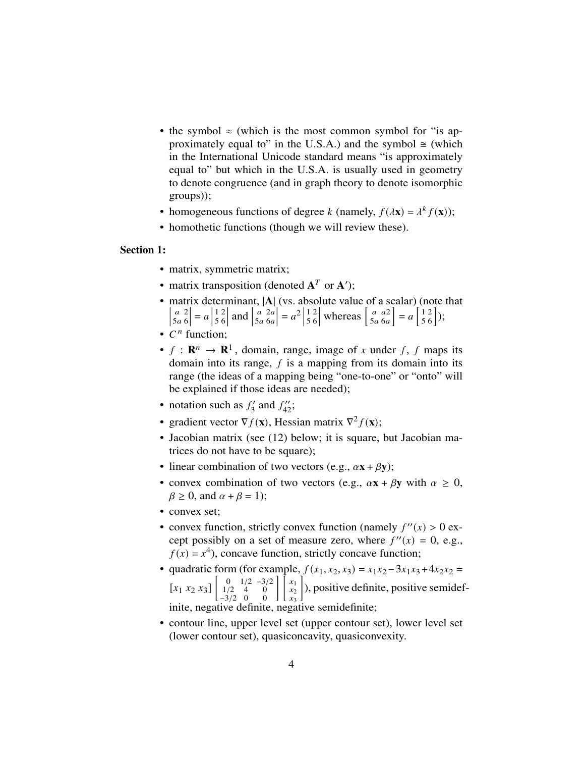- the symbol $\approx$ (which is the most common symbol for "is approximately equal to" in the U.S.A.) and the symbol $\cong$ (which in the International Unicode standard means "is approximately equal to" but which in the U.S.A. is usually used in geometry to denote congruence (and in graph theory to denote isomorphic groups));
- homogeneous functions of degree $k$ (namely, $f(\lambda\mathbf{x}) = \lambda^k f(\mathbf{x})$);
- homothetic functions (though we will review these).

**Section 1:**

- matrix, symmetric matrix;
- matrix transposition (denoted $\mathbf{A}^T$ or $\mathbf{A}'$);
- matrix determinant, $|\mathbf{A}|$ (vs. absolute value of a scalar) (note that $\begin{vmatrix} a & 2 \\ 5a & 6 \end{vmatrix} = a \begin{vmatrix} 1 & 2 \\ 5 & 6 \end{vmatrix}$ and $\begin{vmatrix} a & 2a \\ 5a & 6a \end{vmatrix} = a^2 \begin{vmatrix} 1 & 2 \\ 5 & 6 \end{vmatrix}$ whereas $\begin{bmatrix} a & a2 \\ 5a & 6a \end{bmatrix} = a \begin{bmatrix} 1 & 2 \\ 5 & 6 \end{bmatrix}$);
- $C^n$ function;
- $f : \mathbf{R}^n \to \mathbf{R}^1$, domain, range, image of $x$ under $f$, $f$ maps its domain into its range, $f$ is a mapping from its domain into its range (the ideas of a mapping being "one-to-one" or "onto" will be explained if those ideas are needed);
- notation such as $f_3'$ and $f_{42}''$;
- gradient vector $\nabla f(\mathbf{x})$, Hessian matrix $\nabla^2 f(\mathbf{x})$;
- Jacobian matrix (see (12) below; it is square, but Jacobian matrices do not have to be square);
- linear combination of two vectors (e.g., $\alpha\mathbf{x} + \beta\mathbf{y}$);
- convex combination of two vectors (e.g., $\alpha\mathbf{x} + \beta\mathbf{y}$ with $\alpha \geq 0$, $\beta \geq 0$, and $\alpha + \beta = 1$);
- convex set;
- convex function, strictly convex function (namely $f''(x) > 0$ except possibly on a set of measure zero, where $f''(x) = 0$, e.g., $f(x) = x^4$), concave function, strictly concave function;
- quadratic form (for example, $f(x_1, x_2, x_3) = x_1x_2 - 3x_1x_3 + 4x_2x_2 = [x_1\ x_2\ x_3] \begin{bmatrix} 0 & 1/2 & -3/2 \\ 1/2 & 4 & 0 \\ -3/2 & 0 & 0 \end{bmatrix} \begin{bmatrix} x_1 \\ x_2 \\ x_3 \end{bmatrix}$), positive definite, positive semidefinite, negative definite, negative semidefinite;
- contour line, upper level set (upper contour set), lower level set (lower contour set), quasiconcavity, quasiconvexity.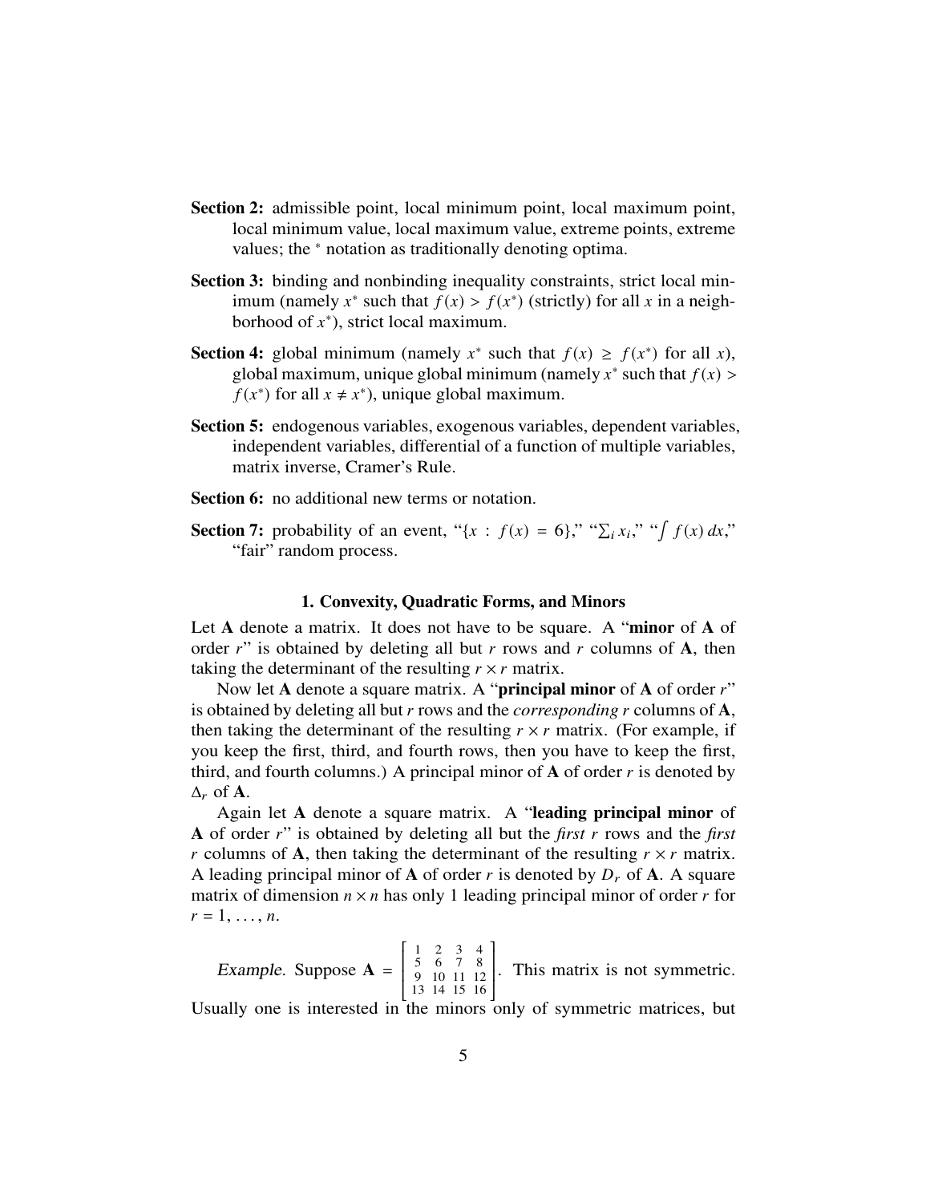**Section 2:** admissible point, local minimum point, local maximum point, local minimum value, local maximum value, extreme points, extreme values; the $^*$ notation as traditionally denoting optima.

**Section 3:** binding and nonbinding inequality constraints, strict local minimum (namely $x^*$ such that $f(x) > f(x^*)$ (strictly) for all $x$ in a neighborhood of $x^*$), strict local maximum.

**Section 4:** global minimum (namely $x^*$ such that $f(x) \geq f(x^*)$ for all $x$), global maximum, unique global minimum (namely $x^*$ such that $f(x) > f(x^*)$ for all $x \neq x^*$), unique global maximum.

**Section 5:** endogenous variables, exogenous variables, dependent variables, independent variables, differential of a function of multiple variables, matrix inverse, Cramer's Rule.

**Section 6:** no additional new terms or notation.

**Section 7:** probability of an event, "$\{x : f(x) = 6\}$," "$\sum_i x_i$," "$\int f(x)\,dx$," "fair" random process.

## 1. Convexity, Quadratic Forms, and Minors

Let $\mathbf{A}$ denote a matrix. It does not have to be square. A "**minor** of $\mathbf{A}$ of order $r$" is obtained by deleting all but $r$ rows and $r$ columns of $\mathbf{A}$, then taking the determinant of the resulting $r \times r$ matrix.

Now let $\mathbf{A}$ denote a square matrix. A "**principal minor** of $\mathbf{A}$ of order $r$" is obtained by deleting all but $r$ rows and the *corresponding* $r$ columns of $\mathbf{A}$, then taking the determinant of the resulting $r \times r$ matrix. (For example, if you keep the first, third, and fourth rows, then you have to keep the first, third, and fourth columns.) A principal minor of $\mathbf{A}$ of order $r$ is denoted by $\Delta_r$ of $\mathbf{A}$.

Again let $\mathbf{A}$ denote a square matrix. A "**leading principal minor** of $\mathbf{A}$ of order $r$" is obtained by deleting all but the *first* $r$ rows and the *first* $r$ columns of $\mathbf{A}$, then taking the determinant of the resulting $r \times r$ matrix. A leading principal minor of $\mathbf{A}$ of order $r$ is denoted by $D_r$ of $\mathbf{A}$. A square matrix of dimension $n \times n$ has only 1 leading principal minor of order $r$ for $r = 1, \ldots, n$.

*Example.* Suppose $\mathbf{A} = \begin{bmatrix} 1 & 2 & 3 & 4 \\ 5 & 6 & 7 & 8 \\ 9 & 10 & 11 & 12 \\ 13 & 14 & 15 & 16 \end{bmatrix}$. This matrix is not symmetric. Usually one is interested in the minors only of symmetric matrices, but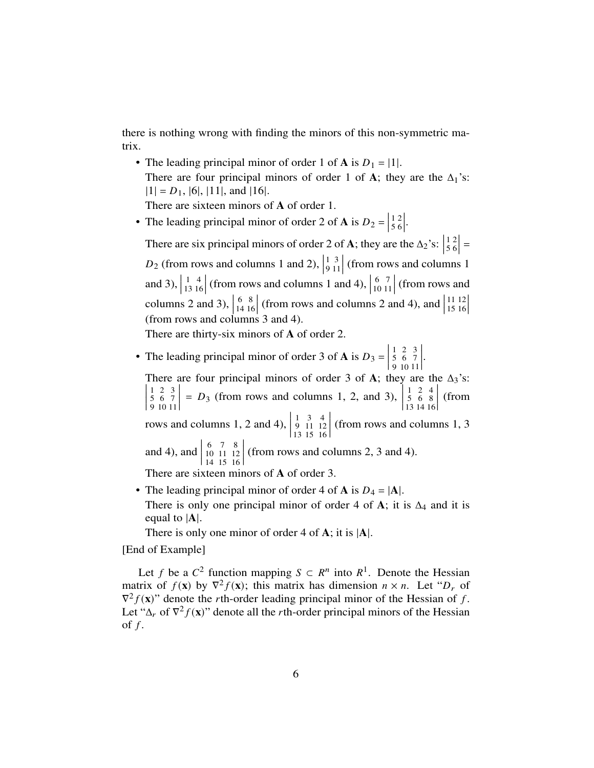there is nothing wrong with finding the minors of this non-symmetric matrix.

- The leading principal minor of order 1 of $\mathbf{A}$ is $D_1 = |1|$.

  There are four principal minors of order 1 of $\mathbf{A}$; they are the $\Delta_1$'s: $|1| = D_1$, $|6|$, $|11|$, and $|16|$.

  There are sixteen minors of $\mathbf{A}$ of order 1.

- The leading principal minor of order 2 of $\mathbf{A}$ is $D_2 = \begin{vmatrix} 1 & 2 \\ 5 & 6 \end{vmatrix}$.

  There are six principal minors of order 2 of $\mathbf{A}$; they are the $\Delta_2$'s: $\begin{vmatrix} 1 & 2 \\ 5 & 6 \end{vmatrix} = D_2$ (from rows and columns 1 and 2), $\begin{vmatrix} 1 & 3 \\ 9 & 11 \end{vmatrix}$ (from rows and columns 1 and 3), $\begin{vmatrix} 1 & 4 \\ 13 & 16 \end{vmatrix}$ (from rows and columns 1 and 4), $\begin{vmatrix} 6 & 7 \\ 10 & 11 \end{vmatrix}$ (from rows and columns 2 and 3), $\begin{vmatrix} 6 & 8 \\ 14 & 16 \end{vmatrix}$ (from rows and columns 2 and 4), and $\begin{vmatrix} 11 & 12 \\ 15 & 16 \end{vmatrix}$ (from rows and columns 3 and 4).

  There are thirty-six minors of $\mathbf{A}$ of order 2.

- The leading principal minor of order 3 of $\mathbf{A}$ is $D_3 = \begin{vmatrix} 1 & 2 & 3 \\ 5 & 6 & 7 \\ 9 & 10 & 11 \end{vmatrix}$.

  There are four principal minors of order 3 of $\mathbf{A}$; they are the $\Delta_3$'s: $\begin{vmatrix} 1 & 2 & 3 \\ 5 & 6 & 7 \\ 9 & 10 & 11 \end{vmatrix} = D_3$ (from rows and columns 1, 2, and 3), $\begin{vmatrix} 1 & 2 & 4 \\ 5 & 6 & 8 \\ 13 & 14 & 16 \end{vmatrix}$ (from rows and columns 1, 2 and 4), $\begin{vmatrix} 1 & 3 & 4 \\ 9 & 11 & 12 \\ 13 & 15 & 16 \end{vmatrix}$ (from rows and columns 1, 3 and 4), and $\begin{vmatrix} 6 & 7 & 8 \\ 10 & 11 & 12 \\ 14 & 15 & 16 \end{vmatrix}$ (from rows and columns 2, 3 and 4).

  There are sixteen minors of $\mathbf{A}$ of order 3.

- The leading principal minor of order 4 of $\mathbf{A}$ is $D_4 = |\mathbf{A}|$.

  There is only one principal minor of order 4 of $\mathbf{A}$; it is $\Delta_4$ and it is equal to $|\mathbf{A}|$.

  There is only one minor of order 4 of $\mathbf{A}$; it is $|\mathbf{A}|$.

[End of Example]

Let $f$ be a $C^2$ function mapping $S \subset R^n$ into $R^1$. Denote the Hessian matrix of $f(\mathbf{x})$ by $\nabla^2 f(\mathbf{x})$; this matrix has dimension $n \times n$. Let "$D_r$ of $\nabla^2 f(\mathbf{x})$" denote the $r$th-order leading principal minor of the Hessian of $f$. Let "$\Delta_r$ of $\nabla^2 f(\mathbf{x})$" denote all the $r$th-order principal minors of the Hessian of $f$.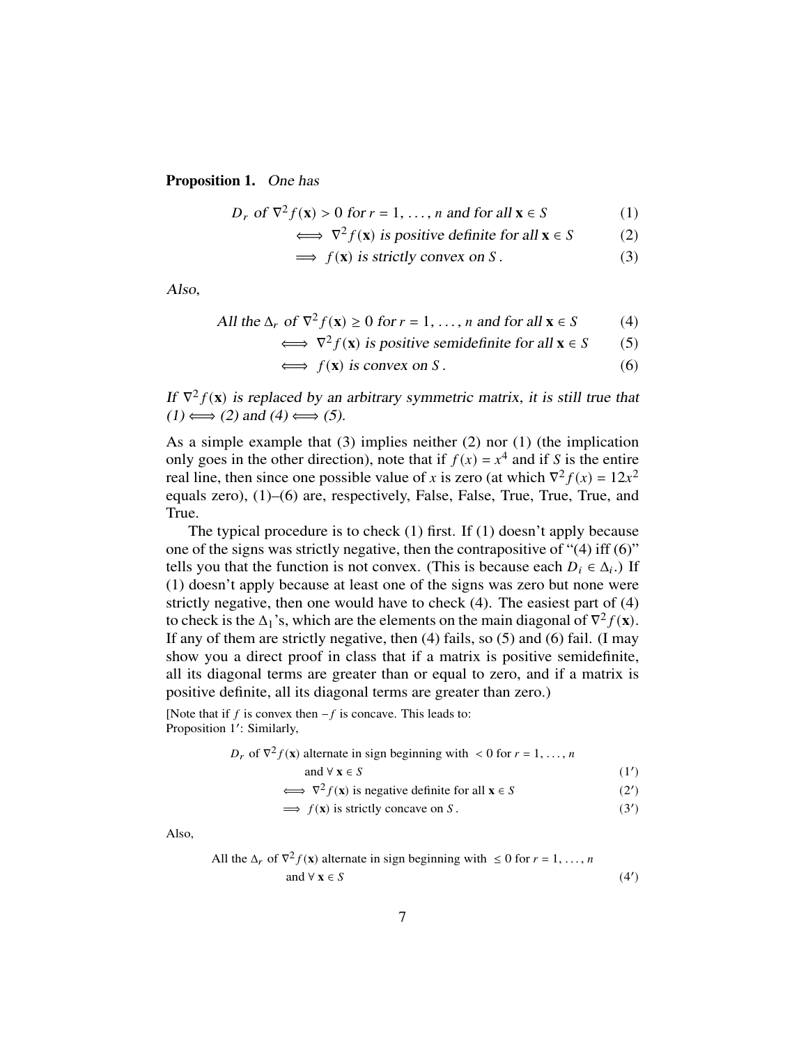**Proposition 1.** *One has*

$$D_r \text{ of } \nabla^2 f(\mathbf{x}) > 0 \text{ for } r = 1, \ldots, n \text{ and for all } \mathbf{x} \in S \tag{1}$$

$$\iff \nabla^2 f(\mathbf{x}) \text{ is positive definite for all } \mathbf{x} \in S \tag{2}$$

$$\implies f(\mathbf{x}) \text{ is strictly convex on } S\,. \tag{3}$$

*Also,*

$$\text{All the } \Delta_r \text{ of } \nabla^2 f(\mathbf{x}) \geq 0 \text{ for } r = 1, \ldots, n \text{ and for all } \mathbf{x} \in S \tag{4}$$

$$\iff \nabla^2 f(\mathbf{x}) \text{ is positive semidefinite for all } \mathbf{x} \in S \tag{5}$$

$$\iff f(\mathbf{x}) \text{ is convex on } S\,. \tag{6}$$

*If $\nabla^2 f(\mathbf{x})$ is replaced by an arbitrary symmetric matrix, it is still true that (1) $\iff$ (2) and (4) $\iff$ (5).*

As a simple example that (3) implies neither (2) nor (1) (the implication only goes in the other direction), note that if $f(x) = x^4$ and if $S$ is the entire real line, then since one possible value of $x$ is zero (at which $\nabla^2 f(x) = 12x^2$ equals zero), (1)–(6) are, respectively, False, False, True, True, True, and True.

The typical procedure is to check (1) first. If (1) doesn't apply because one of the signs was strictly negative, then the contrapositive of "(4) iff (6)" tells you that the function is not convex. (This is because each $D_i \in \Delta_i$.) If (1) doesn't apply because at least one of the signs was zero but none were strictly negative, then one would have to check (4). The easiest part of (4) to check is the $\Delta_1$'s, which are the elements on the main diagonal of $\nabla^2 f(\mathbf{x})$. If any of them are strictly negative, then (4) fails, so (5) and (6) fail. (I may show you a direct proof in class that if a matrix is positive semidefinite, all its diagonal terms are greater than or equal to zero, and if a matrix is positive definite, all its diagonal terms are greater than zero.)

[Note that if $f$ is convex then $-f$ is concave. This leads to:
Proposition 1′: Similarly,

$$D_r \text{ of } \nabla^2 f(\mathbf{x}) \text{ alternate in sign beginning with } < 0 \text{ for } r = 1, \ldots, n \text{ and } \forall\, \mathbf{x} \in S \tag{1'}$$

$$\iff \nabla^2 f(\mathbf{x}) \text{ is negative definite for all } \mathbf{x} \in S \tag{2'}$$

$$\implies f(\mathbf{x}) \text{ is strictly concave on } S\,. \tag{3'}$$

Also,

$$\text{All the } \Delta_r \text{ of } \nabla^2 f(\mathbf{x}) \text{ alternate in sign beginning with } \leq 0 \text{ for } r = 1, \ldots, n \text{ and } \forall\, \mathbf{x} \in S \tag{4'}$$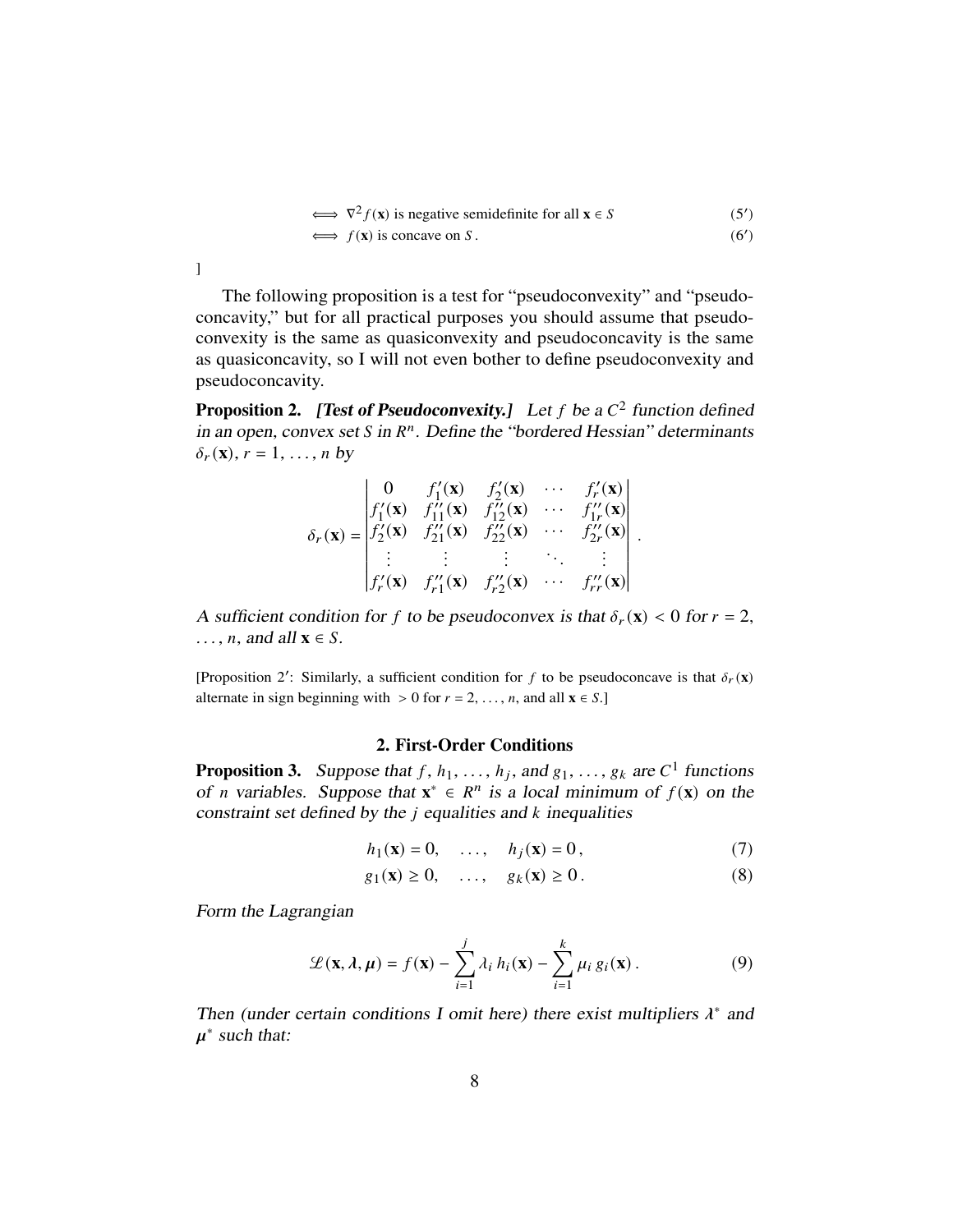$$\iff \nabla^2 f(\mathbf{x}) \text{ is negative semidefinite for all } \mathbf{x} \in S \tag{5'}$$

$$\iff f(\mathbf{x}) \text{ is concave on } S\,. \tag{6'}$$

]

The following proposition is a test for "pseudoconvexity" and "pseudoconcavity," but for all practical purposes you should assume that pseudoconvexity is the same as quasiconvexity and pseudoconcavity is the same as quasiconcavity, so I will not even bother to define pseudoconvexity and pseudoconcavity.

**Proposition 2.** ***[Test of Pseudoconvexity.]*** *Let $f$ be a $C^2$ function defined in an open, convex set $S$ in $R^n$. Define the "bordered Hessian" determinants $\delta_r(\mathbf{x})$, $r = 1, \ldots, n$ by*

$$\delta_r(\mathbf{x}) = \begin{vmatrix} 0 & f_1'(\mathbf{x}) & f_2'(\mathbf{x}) & \cdots & f_r'(\mathbf{x}) \\ f_1'(\mathbf{x}) & f_{11}''(\mathbf{x}) & f_{12}''(\mathbf{x}) & \cdots & f_{1r}''(\mathbf{x}) \\ f_2'(\mathbf{x}) & f_{21}''(\mathbf{x}) & f_{22}''(\mathbf{x}) & \cdots & f_{2r}''(\mathbf{x}) \\ \vdots & \vdots & \vdots & \ddots & \vdots \\ f_r'(\mathbf{x}) & f_{r1}''(\mathbf{x}) & f_{r2}''(\mathbf{x}) & \cdots & f_{rr}''(\mathbf{x}) \end{vmatrix}.$$

*A sufficient condition for $f$ to be pseudoconvex is that $\delta_r(\mathbf{x}) < 0$ for $r = 2, \ldots, n$, and all $\mathbf{x} \in S$.*

[Proposition 2′: Similarly, a sufficient condition for $f$ to be pseudoconcave is that $\delta_r(\mathbf{x})$ alternate in sign beginning with $> 0$ for $r = 2, \ldots, n$, and all $\mathbf{x} \in S$.]

## 2. First-Order Conditions

**Proposition 3.** *Suppose that $f, h_1, \ldots, h_j$, and $g_1, \ldots, g_k$ are $C^1$ functions of $n$ variables. Suppose that $\mathbf{x}^* \in R^n$ is a local minimum of $f(\mathbf{x})$ on the constraint set defined by the $j$ equalities and $k$ inequalities*

$$h_1(\mathbf{x}) = 0, \quad \ldots, \quad h_j(\mathbf{x}) = 0\,, \tag{7}$$

$$g_1(\mathbf{x}) \geq 0, \quad \ldots, \quad g_k(\mathbf{x}) \geq 0\,. \tag{8}$$

*Form the Lagrangian*

$$\mathscr{L}(\mathbf{x}, \boldsymbol{\lambda}, \boldsymbol{\mu}) = f(\mathbf{x}) - \sum_{i=1}^{j} \lambda_i\, h_i(\mathbf{x}) - \sum_{i=1}^{k} \mu_i\, g_i(\mathbf{x})\,. \tag{9}$$

*Then (under certain conditions I omit here) there exist multipliers $\boldsymbol{\lambda}^*$ and $\boldsymbol{\mu}^*$ such that:*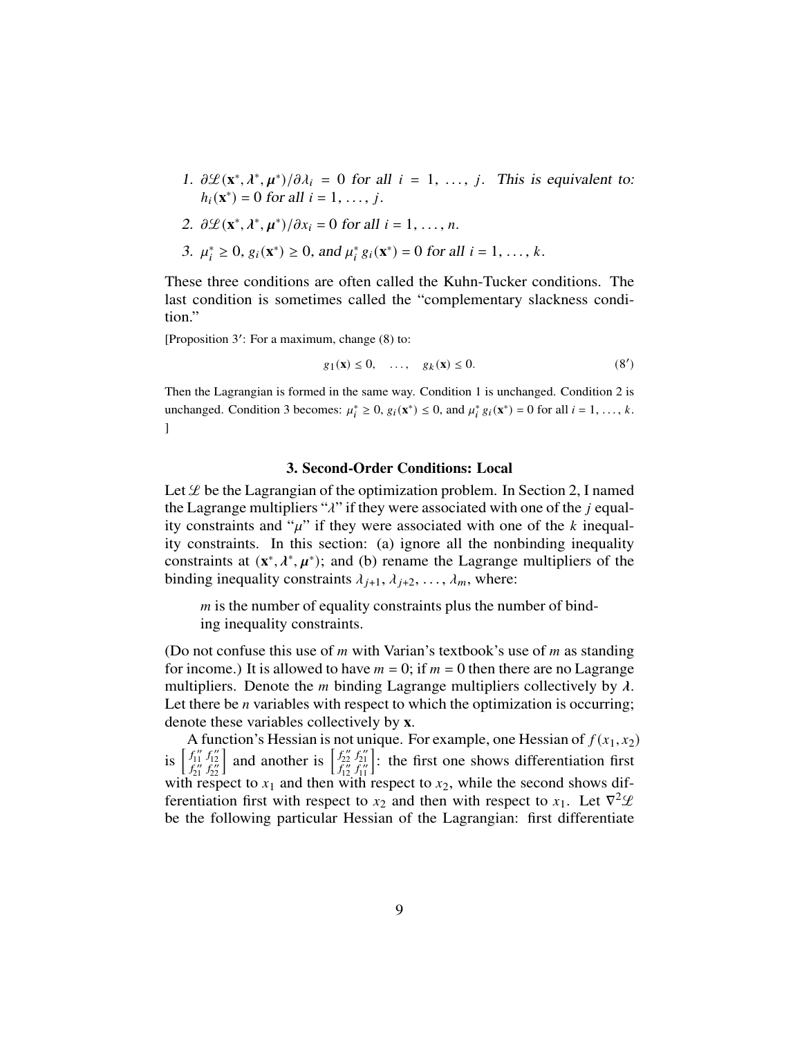1. $\partial \mathscr{L}(\mathbf{x}^*, \boldsymbol{\lambda}^*, \boldsymbol{\mu}^*)/\partial \lambda_i = 0$ *for all* $i = 1, \ldots, j$. *This is equivalent to:* $h_i(\mathbf{x}^*) = 0$ *for all* $i = 1, \ldots, j$.
2. $\partial \mathscr{L}(\mathbf{x}^*, \boldsymbol{\lambda}^*, \boldsymbol{\mu}^*)/\partial x_i = 0$ *for all* $i = 1, \ldots, n$.
3. $\mu_i^* \geq 0$, $g_i(\mathbf{x}^*) \geq 0$, *and* $\mu_i^* g_i(\mathbf{x}^*) = 0$ *for all* $i = 1, \ldots, k$.

These three conditions are often called the Kuhn-Tucker conditions. The last condition is sometimes called the "complementary slackness condition."

[Proposition 3′: For a maximum, change (8) to:

$$g_1(\mathbf{x}) \leq 0, \quad \ldots, \quad g_k(\mathbf{x}) \leq 0. \tag{8′}$$

Then the Lagrangian is formed in the same way. Condition 1 is unchanged. Condition 2 is unchanged. Condition 3 becomes: $\mu_i^* \geq 0$, $g_i(\mathbf{x}^*) \leq 0$, and $\mu_i^* g_i(\mathbf{x}^*) = 0$ for all $i = 1, \ldots, k$.
]

### 3. Second-Order Conditions: Local

Let $\mathscr{L}$ be the Lagrangian of the optimization problem. In Section 2, I named the Lagrange multipliers "$\lambda$" if they were associated with one of the $j$ equality constraints and "$\mu$" if they were associated with one of the $k$ inequality constraints. In this section: (a) ignore all the nonbinding inequality constraints at $(\mathbf{x}^*, \boldsymbol{\lambda}^*, \boldsymbol{\mu}^*)$; and (b) rename the Lagrange multipliers of the binding inequality constraints $\lambda_{j+1}, \lambda_{j+2}, \ldots, \lambda_m$, where:

> $m$ is the number of equality constraints plus the number of binding inequality constraints.

(Do not confuse this use of $m$ with Varian's textbook's use of $m$ as standing for income.) It is allowed to have $m = 0$; if $m = 0$ then there are no Lagrange multipliers. Denote the $m$ binding Lagrange multipliers collectively by $\boldsymbol{\lambda}$. Let there be $n$ variables with respect to which the optimization is occurring; denote these variables collectively by $\mathbf{x}$.

A function's Hessian is not unique. For example, one Hessian of $f(x_1, x_2)$ is $\begin{bmatrix} f''_{11} & f''_{12} \\ f''_{21} & f''_{22} \end{bmatrix}$ and another is $\begin{bmatrix} f''_{22} & f''_{21} \\ f''_{12} & f''_{11} \end{bmatrix}$: the first one shows differentiation first with respect to $x_1$ and then with respect to $x_2$, while the second shows differentiation first with respect to $x_2$ and then with respect to $x_1$. Let $\nabla^2 \mathscr{L}$ be the following particular Hessian of the Lagrangian: first differentiate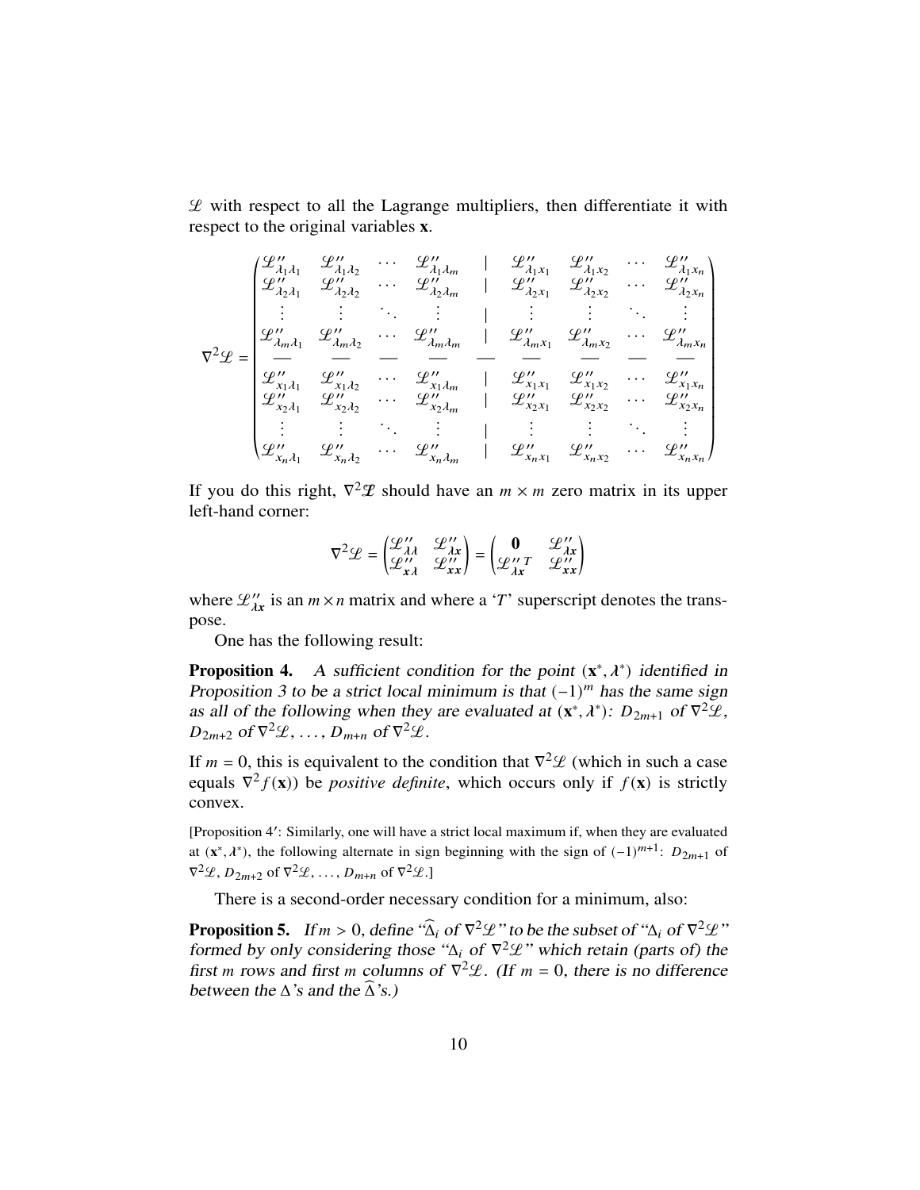$\mathscr{L}$ with respect to all the Lagrange multipliers, then differentiate it with respect to the original variables $\mathbf{x}$.

$$
\nabla^2\mathscr{L} = \begin{pmatrix}
\mathscr{L}''_{\lambda_1\lambda_1} & \mathscr{L}''_{\lambda_1\lambda_2} & \cdots & \mathscr{L}''_{\lambda_1\lambda_m} & | & \mathscr{L}''_{\lambda_1 x_1} & \mathscr{L}''_{\lambda_1 x_2} & \cdots & \mathscr{L}''_{\lambda_1 x_n} \\
\mathscr{L}''_{\lambda_2\lambda_1} & \mathscr{L}''_{\lambda_2\lambda_2} & \cdots & \mathscr{L}''_{\lambda_2\lambda_m} & | & \mathscr{L}''_{\lambda_2 x_1} & \mathscr{L}''_{\lambda_2 x_2} & \cdots & \mathscr{L}''_{\lambda_2 x_n} \\
\vdots & \vdots & \ddots & \vdots & | & \vdots & \vdots & \ddots & \vdots \\
\mathscr{L}''_{\lambda_m\lambda_1} & \mathscr{L}''_{\lambda_m\lambda_2} & \cdots & \mathscr{L}''_{\lambda_m\lambda_m} & | & \mathscr{L}''_{\lambda_m x_1} & \mathscr{L}''_{\lambda_m x_2} & \cdots & \mathscr{L}''_{\lambda_m x_n} \\
— & — & — & — & — & — & — & — & — \\
\mathscr{L}''_{x_1\lambda_1} & \mathscr{L}''_{x_1\lambda_2} & \cdots & \mathscr{L}''_{x_1\lambda_m} & | & \mathscr{L}''_{x_1 x_1} & \mathscr{L}''_{x_1 x_2} & \cdots & \mathscr{L}''_{x_1 x_n} \\
\mathscr{L}''_{x_2\lambda_1} & \mathscr{L}''_{x_2\lambda_2} & \cdots & \mathscr{L}''_{x_2\lambda_m} & | & \mathscr{L}''_{x_2 x_1} & \mathscr{L}''_{x_2 x_2} & \cdots & \mathscr{L}''_{x_2 x_n} \\
\vdots & \vdots & \ddots & \vdots & | & \vdots & \vdots & \ddots & \vdots \\
\mathscr{L}''_{x_n\lambda_1} & \mathscr{L}''_{x_n\lambda_2} & \cdots & \mathscr{L}''_{x_n\lambda_m} & | & \mathscr{L}''_{x_n x_1} & \mathscr{L}''_{x_n x_2} & \cdots & \mathscr{L}''_{x_n x_n}
\end{pmatrix}
$$

If you do this right, $\nabla^2\mathscr{L}$ should have an $m \times m$ zero matrix in its upper left-hand corner:

$$
\nabla^2\mathscr{L} = \begin{pmatrix} \mathscr{L}''_{\boldsymbol{\lambda\lambda}} & \mathscr{L}''_{\boldsymbol{\lambda x}} \\ \mathscr{L}''_{\boldsymbol{x\lambda}} & \mathscr{L}''_{\boldsymbol{xx}} \end{pmatrix} = \begin{pmatrix} \mathbf{0} & \mathscr{L}''_{\boldsymbol{\lambda x}} \\ \mathscr{L}''^{\,T}_{\boldsymbol{\lambda x}} & \mathscr{L}''_{\boldsymbol{xx}} \end{pmatrix}
$$

where $\mathscr{L}''_{\boldsymbol{\lambda x}}$ is an $m \times n$ matrix and where a '$T$' superscript denotes the transpose.

One has the following result:

**Proposition 4.** *A sufficient condition for the point $(\mathbf{x}^*, \boldsymbol{\lambda}^*)$ identified in Proposition 3 to be a strict local minimum is that $(-1)^m$ has the same sign as all of the following when they are evaluated at $(\mathbf{x}^*, \boldsymbol{\lambda}^*)$: $D_{2m+1}$ of $\nabla^2\mathscr{L}$, $D_{2m+2}$ of $\nabla^2\mathscr{L}$, ..., $D_{m+n}$ of $\nabla^2\mathscr{L}$.*

If $m = 0$, this is equivalent to the condition that $\nabla^2\mathscr{L}$ (which in such a case equals $\nabla^2 f(\mathbf{x})$) be *positive definite*, which occurs only if $f(\mathbf{x})$ is strictly convex.

[Proposition 4′: Similarly, one will have a strict local maximum if, when they are evaluated at $(\mathbf{x}^*, \boldsymbol{\lambda}^*)$, the following alternate in sign beginning with the sign of $(-1)^{m+1}$: $D_{2m+1}$ of $\nabla^2\mathscr{L}$, $D_{2m+2}$ of $\nabla^2\mathscr{L}$, ..., $D_{m+n}$ of $\nabla^2\mathscr{L}$.]

There is a second-order necessary condition for a minimum, also:

**Proposition 5.** *If $m > 0$, define "$\widehat{\Delta}_i$ of $\nabla^2\mathscr{L}$" to be the subset of "$\Delta_i$ of $\nabla^2\mathscr{L}$" formed by only considering those "$\Delta_i$ of $\nabla^2\mathscr{L}$" which retain (parts of) the first $m$ rows and first $m$ columns of $\nabla^2\mathscr{L}$. (If $m = 0$, there is no difference between the $\Delta$'s and the $\widehat{\Delta}$'s.)*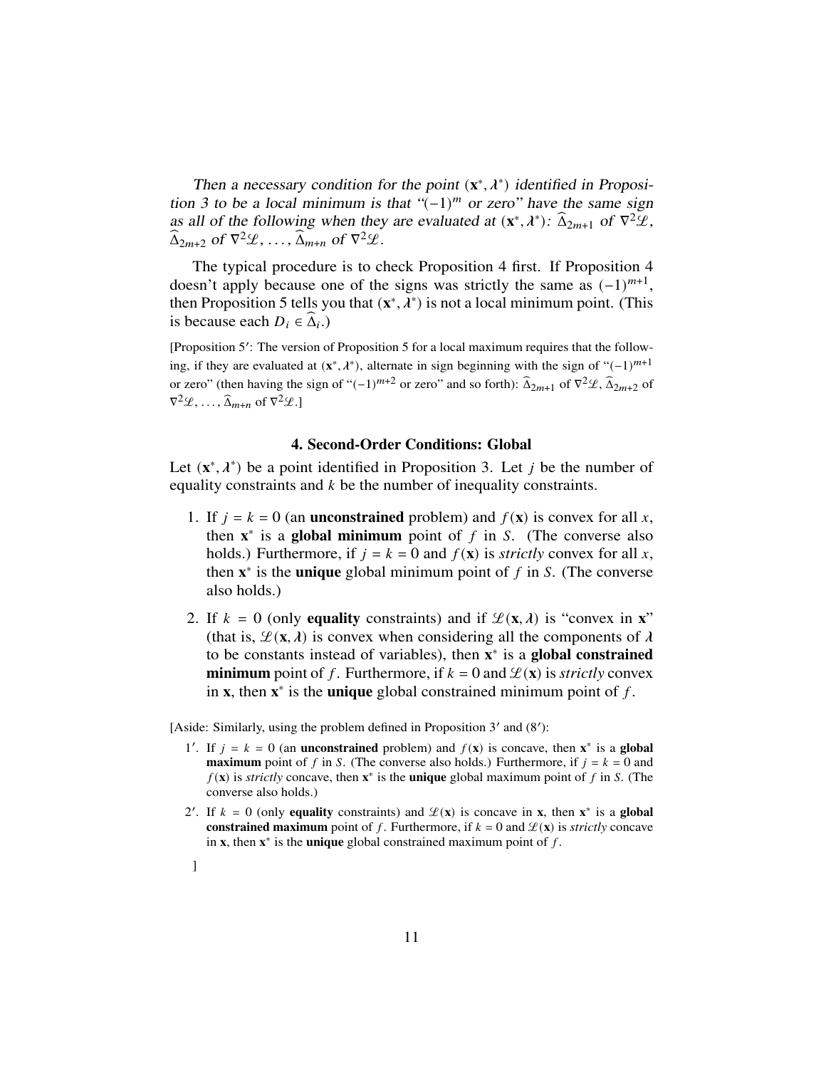*Then a necessary condition for the point $(\mathbf{x}^*, \boldsymbol{\lambda}^*)$ identified in Proposition 3 to be a local minimum is that "$(-1)^m$ or zero" have the same sign as all of the following when they are evaluated at $(\mathbf{x}^*, \boldsymbol{\lambda}^*)$: $\widehat{\Delta}_{2m+1}$ of $\nabla^2 \mathscr{L}$, $\widehat{\Delta}_{2m+2}$ of $\nabla^2 \mathscr{L}$, …, $\widehat{\Delta}_{m+n}$ of $\nabla^2 \mathscr{L}$.*

The typical procedure is to check Proposition 4 first. If Proposition 4 doesn't apply because one of the signs was strictly the same as $(-1)^{m+1}$, then Proposition 5 tells you that $(\mathbf{x}^*, \boldsymbol{\lambda}^*)$ is not a local minimum point. (This is because each $D_i \in \widehat{\Delta}_i$.)

[Proposition 5′: The version of Proposition 5 for a local maximum requires that the following, if they are evaluated at $(\mathbf{x}^*, \boldsymbol{\lambda}^*)$, alternate in sign beginning with the sign of "$(-1)^{m+1}$ or zero" (then having the sign of "$(-1)^{m+2}$ or zero" and so forth): $\widehat{\Delta}_{2m+1}$ of $\nabla^2 \mathscr{L}$, $\widehat{\Delta}_{2m+2}$ of $\nabla^2 \mathscr{L}$, …, $\widehat{\Delta}_{m+n}$ of $\nabla^2 \mathscr{L}$.]

## 4. Second-Order Conditions: Global

Let $(\mathbf{x}^*, \boldsymbol{\lambda}^*)$ be a point identified in Proposition 3. Let $j$ be the number of equality constraints and $k$ be the number of inequality constraints.

1. If $j = k = 0$ (an **unconstrained** problem) and $f(\mathbf{x})$ is convex for all $x$, then $\mathbf{x}^*$ is a **global minimum** point of $f$ in $S$. (The converse also holds.) Furthermore, if $j = k = 0$ and $f(\mathbf{x})$ is *strictly* convex for all $x$, then $\mathbf{x}^*$ is the **unique** global minimum point of $f$ in $S$. (The converse also holds.)
2. If $k = 0$ (only **equality** constraints) and if $\mathscr{L}(\mathbf{x}, \boldsymbol{\lambda})$ is "convex in **x**" (that is, $\mathscr{L}(\mathbf{x}, \boldsymbol{\lambda})$ is convex when considering all the components of $\boldsymbol{\lambda}$ to be constants instead of variables), then $\mathbf{x}^*$ is a **global constrained minimum** point of $f$. Furthermore, if $k = 0$ and $\mathscr{L}(\mathbf{x})$ is *strictly* convex in **x**, then $\mathbf{x}^*$ is the **unique** global constrained minimum point of $f$.

[Aside: Similarly, using the problem defined in Proposition 3′ and (8′):

1′. If $j = k = 0$ (an **unconstrained** problem) and $f(\mathbf{x})$ is concave, then $\mathbf{x}^*$ is a **global maximum** point of $f$ in $S$. (The converse also holds.) Furthermore, if $j = k = 0$ and $f(\mathbf{x})$ is *strictly* concave, then $\mathbf{x}^*$ is the **unique** global maximum point of $f$ in $S$. (The converse also holds.)

2′. If $k = 0$ (only **equality** constraints) and $\mathscr{L}(\mathbf{x})$ is concave in **x**, then $\mathbf{x}^*$ is a **global constrained maximum** point of $f$. Furthermore, if $k = 0$ and $\mathscr{L}(\mathbf{x})$ is *strictly* concave in **x**, then $\mathbf{x}^*$ is the **unique** global constrained maximum point of $f$.

]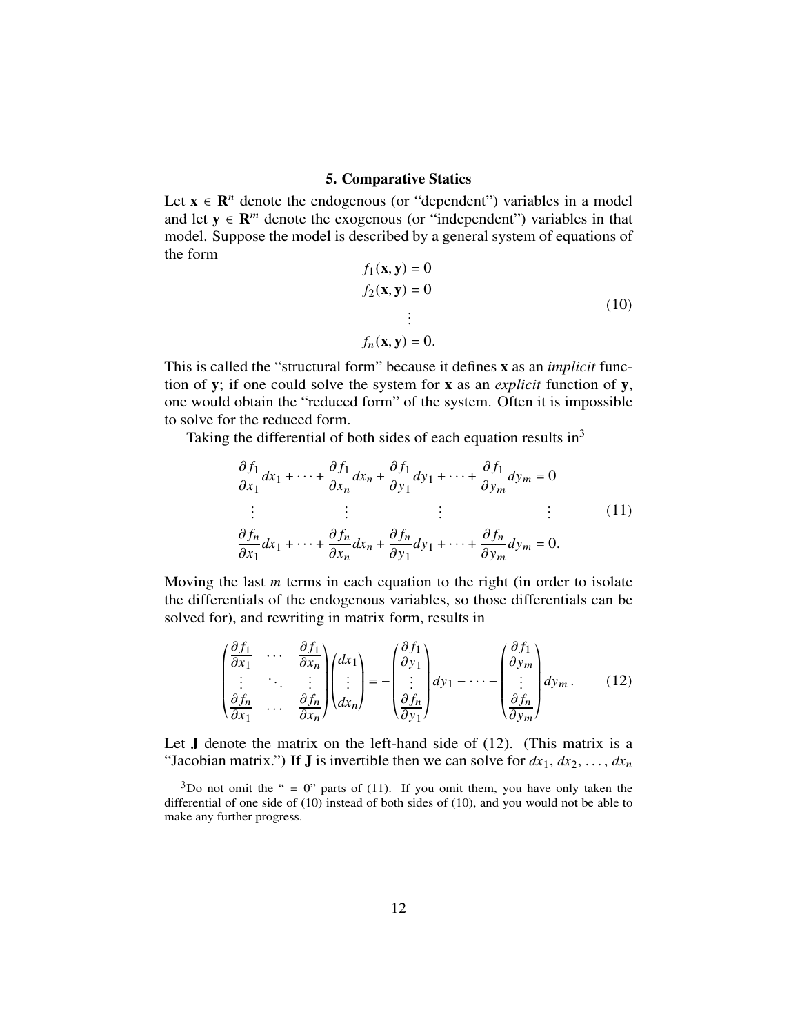## 5. Comparative Statics

Let $\mathbf{x} \in \mathbf{R}^n$ denote the endogenous (or "dependent") variables in a model and let $\mathbf{y} \in \mathbf{R}^m$ denote the exogenous (or "independent") variables in that model. Suppose the model is described by a general system of equations of the form

$$
\begin{aligned}
f_1(\mathbf{x}, \mathbf{y}) &= 0 \\
f_2(\mathbf{x}, \mathbf{y}) &= 0 \\
&\vdots \\
f_n(\mathbf{x}, \mathbf{y}) &= 0.
\end{aligned}
\tag{10}
$$

This is called the "structural form" because it defines $\mathbf{x}$ as an *implicit* function of $\mathbf{y}$; if one could solve the system for $\mathbf{x}$ as an *explicit* function of $\mathbf{y}$, one would obtain the "reduced form" of the system. Often it is impossible to solve for the reduced form.

Taking the differential of both sides of each equation results in[3]

$$
\begin{aligned}
\frac{\partial f_1}{\partial x_1} dx_1 + \cdots + \frac{\partial f_1}{\partial x_n} dx_n + \frac{\partial f_1}{\partial y_1} dy_1 + \cdots + \frac{\partial f_1}{\partial y_m} dy_m &= 0 \\
\vdots \qquad\qquad \vdots \qquad\qquad \vdots \qquad\qquad \vdots \quad & \\
\frac{\partial f_n}{\partial x_1} dx_1 + \cdots + \frac{\partial f_n}{\partial x_n} dx_n + \frac{\partial f_n}{\partial y_1} dy_1 + \cdots + \frac{\partial f_n}{\partial y_m} dy_m &= 0.
\end{aligned}
\tag{11}
$$

Moving the last $m$ terms in each equation to the right (in order to isolate the differentials of the endogenous variables, so those differentials can be solved for), and rewriting in matrix form, results in

$$
\begin{pmatrix}
\frac{\partial f_1}{\partial x_1} & \cdots & \frac{\partial f_1}{\partial x_n} \\
\vdots & \ddots & \vdots \\
\frac{\partial f_n}{\partial x_1} & \cdots & \frac{\partial f_n}{\partial x_n}
\end{pmatrix}
\begin{pmatrix}
dx_1 \\ \vdots \\ dx_n
\end{pmatrix}
= -
\begin{pmatrix}
\frac{\partial f_1}{\partial y_1} \\ \vdots \\ \frac{\partial f_n}{\partial y_1}
\end{pmatrix}
dy_1 - \cdots -
\begin{pmatrix}
\frac{\partial f_1}{\partial y_m} \\ \vdots \\ \frac{\partial f_n}{\partial y_m}
\end{pmatrix}
dy_m .
\tag{12}
$$

Let $\mathbf{J}$ denote the matrix on the left-hand side of (12). (This matrix is a "Jacobian matrix.") If $\mathbf{J}$ is invertible then we can solve for $dx_1, dx_2, \ldots, dx_n$

[3] Do not omit the " = 0" parts of (11). If you omit them, you have only taken the differential of one side of (10) instead of both sides of (10), and you would not be able to make any further progress.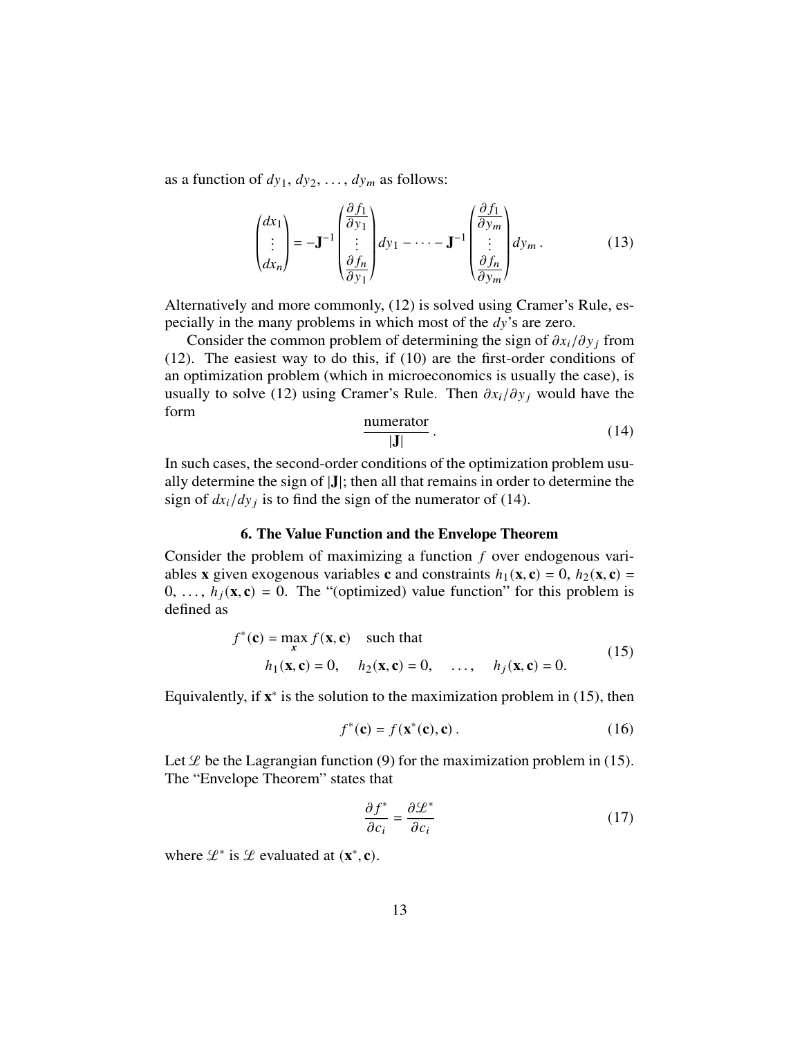as a function of $dy_1, dy_2, \ldots, dy_m$ as follows:

$$
\begin{pmatrix} dx_1 \\ \vdots \\ dx_n \end{pmatrix} = -\mathbf{J}^{-1} \begin{pmatrix} \dfrac{\partial f_1}{\partial y_1} \\ \vdots \\ \dfrac{\partial f_n}{\partial y_1} \end{pmatrix} dy_1 - \cdots - \mathbf{J}^{-1} \begin{pmatrix} \dfrac{\partial f_1}{\partial y_m} \\ \vdots \\ \dfrac{\partial f_n}{\partial y_m} \end{pmatrix} dy_m \,. \tag{13}
$$

Alternatively and more commonly, (12) is solved using Cramer's Rule, especially in the many problems in which most of the $dy$'s are zero.

Consider the common problem of determining the sign of $\partial x_i / \partial y_j$ from (12). The easiest way to do this, if (10) are the first-order conditions of an optimization problem (which in microeconomics is usually the case), is usually to solve (12) using Cramer's Rule. Then $\partial x_i / \partial y_j$ would have the form

$$
\frac{\text{numerator}}{|\mathbf{J}|} \,. \tag{14}
$$

In such cases, the second-order conditions of the optimization problem usually determine the sign of $|\mathbf{J}|$; then all that remains in order to determine the sign of $dx_i / dy_j$ is to find the sign of the numerator of (14).

## 6. The Value Function and the Envelope Theorem

Consider the problem of maximizing a function $f$ over endogenous variables $\mathbf{x}$ given exogenous variables $\mathbf{c}$ and constraints $h_1(\mathbf{x}, \mathbf{c}) = 0$, $h_2(\mathbf{x}, \mathbf{c}) = 0$, $\ldots$, $h_j(\mathbf{x}, \mathbf{c}) = 0$. The "(optimized) value function" for this problem is defined as

$$
\begin{aligned}
f^*(\mathbf{c}) = \max_{\boldsymbol{x}} f(\mathbf{x}, \mathbf{c}) \quad & \text{such that} \\
h_1(\mathbf{x}, \mathbf{c}) = 0, \quad h_2(\mathbf{x}, \mathbf{c}) = 0, \quad & \ldots, \quad h_j(\mathbf{x}, \mathbf{c}) = 0.
\end{aligned} \tag{15}
$$

Equivalently, if $\mathbf{x}^*$ is the solution to the maximization problem in (15), then

$$
f^*(\mathbf{c}) = f(\mathbf{x}^*(\mathbf{c}), \mathbf{c}) \,. \tag{16}
$$

Let $\mathscr{L}$ be the Lagrangian function (9) for the maximization problem in (15). The "Envelope Theorem" states that

$$
\frac{\partial f^*}{\partial c_i} = \frac{\partial \mathscr{L}^*}{\partial c_i} \tag{17}
$$

where $\mathscr{L}^*$ is $\mathscr{L}$ evaluated at $(\mathbf{x}^*, \mathbf{c})$.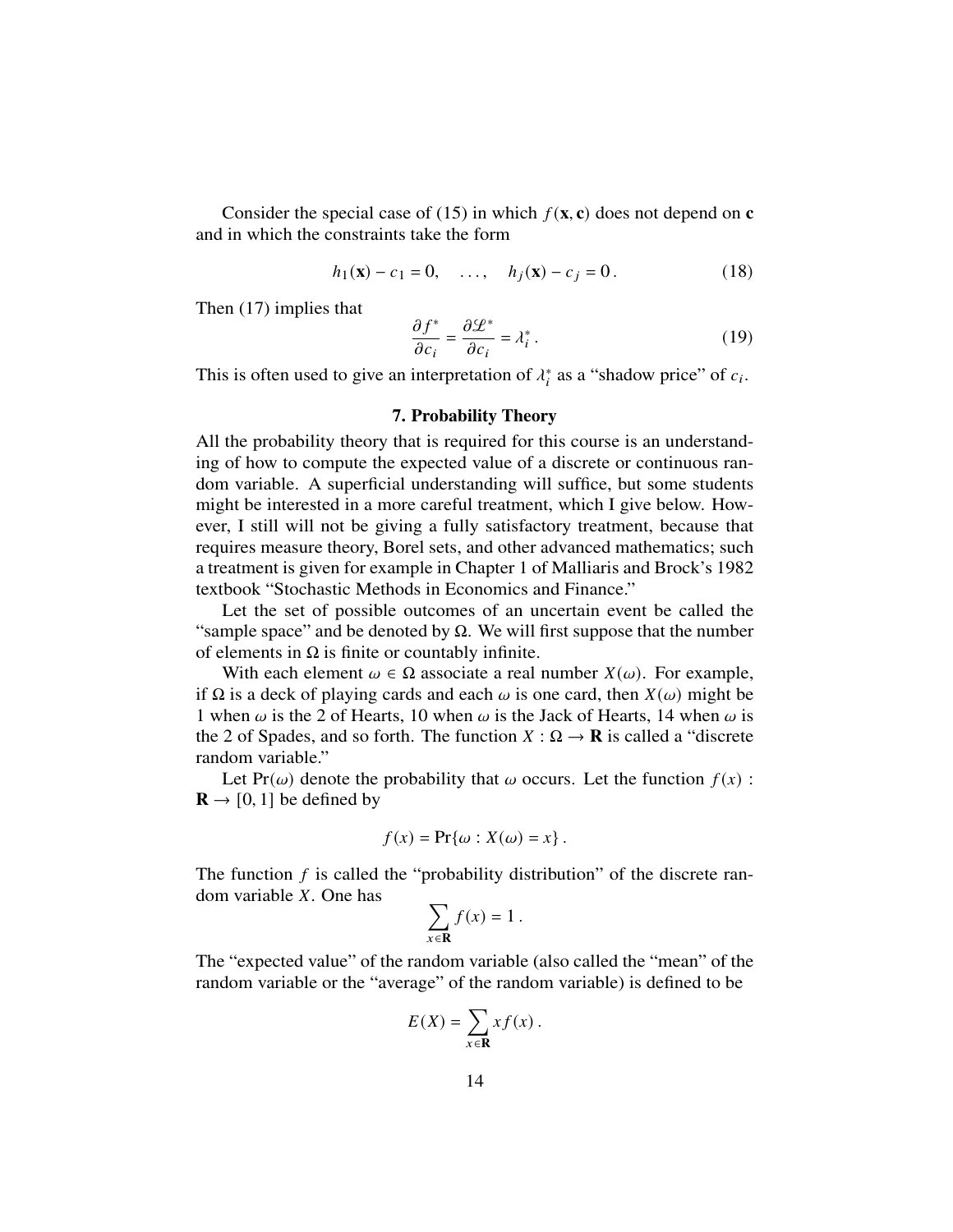Consider the special case of (15) in which $f(\mathbf{x}, \mathbf{c})$ does not depend on $\mathbf{c}$ and in which the constraints take the form

$$h_1(\mathbf{x}) - c_1 = 0, \quad \ldots, \quad h_j(\mathbf{x}) - c_j = 0\,. \tag{18}$$

Then (17) implies that

$$\frac{\partial f^*}{\partial c_i} = \frac{\partial \mathcal{L}^*}{\partial c_i} = \lambda_i^*\,. \tag{19}$$

This is often used to give an interpretation of $\lambda_i^*$ as a "shadow price" of $c_i$.

## 7. Probability Theory

All the probability theory that is required for this course is an understanding of how to compute the expected value of a discrete or continuous random variable. A superficial understanding will suffice, but some students might be interested in a more careful treatment, which I give below. However, I still will not be giving a fully satisfactory treatment, because that requires measure theory, Borel sets, and other advanced mathematics; such a treatment is given for example in Chapter 1 of Malliaris and Brock's 1982 textbook "Stochastic Methods in Economics and Finance."

Let the set of possible outcomes of an uncertain event be called the "sample space" and be denoted by $\Omega$. We will first suppose that the number of elements in $\Omega$ is finite or countably infinite.

With each element $\omega \in \Omega$ associate a real number $X(\omega)$. For example, if $\Omega$ is a deck of playing cards and each $\omega$ is one card, then $X(\omega)$ might be 1 when $\omega$ is the 2 of Hearts, 10 when $\omega$ is the Jack of Hearts, 14 when $\omega$ is the 2 of Spades, and so forth. The function $X : \Omega \to \mathbf{R}$ is called a "discrete random variable."

Let $\Pr(\omega)$ denote the probability that $\omega$ occurs. Let the function $f(x) : \mathbf{R} \to [0, 1]$ be defined by

$$f(x) = \Pr\{\omega : X(\omega) = x\}\,.$$

The function $f$ is called the "probability distribution" of the discrete random variable $X$. One has

$$\sum_{x \in \mathbf{R}} f(x) = 1\,.$$

The "expected value" of the random variable (also called the "mean" of the random variable or the "average" of the random variable) is defined to be

$$E(X) = \sum_{x \in \mathbf{R}} x f(x)\,.$$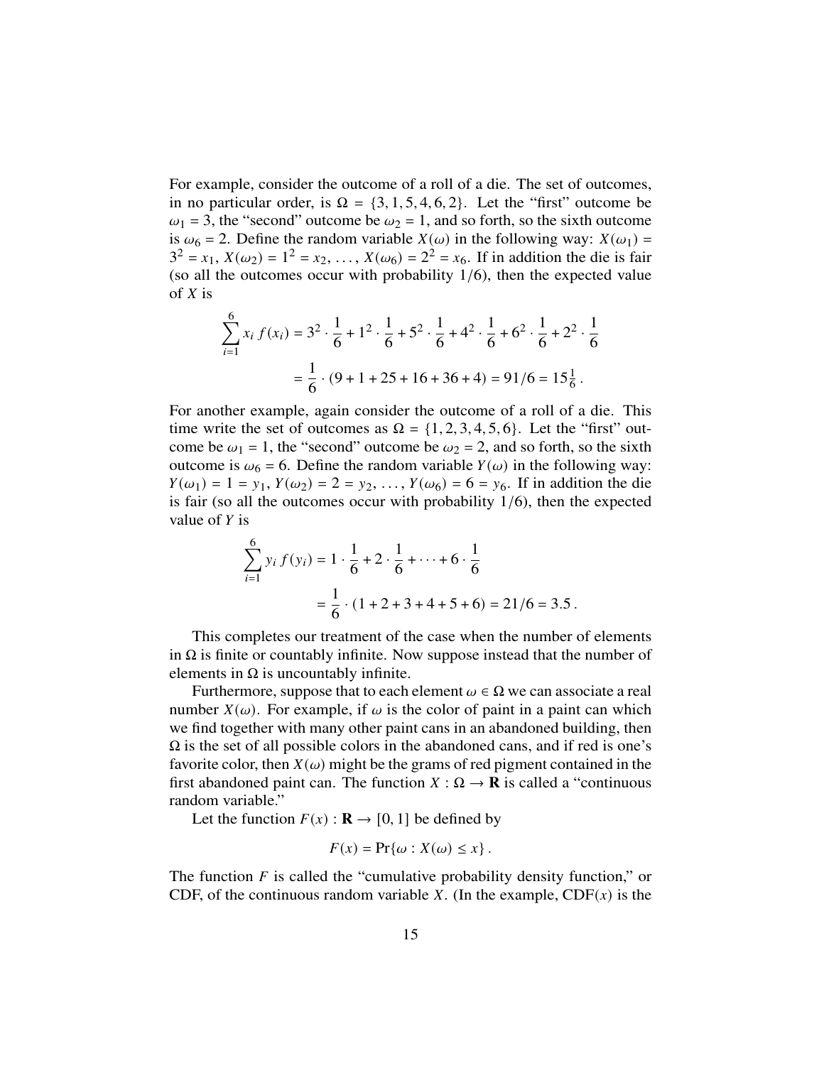For example, consider the outcome of a roll of a die. The set of outcomes, in no particular order, is $\Omega = \{3, 1, 5, 4, 6, 2\}$. Let the "first" outcome be $\omega_1 = 3$, the "second" outcome be $\omega_2 = 1$, and so forth, so the sixth outcome is $\omega_6 = 2$. Define the random variable $X(\omega)$ in the following way: $X(\omega_1) = 3^2 = x_1$, $X(\omega_2) = 1^2 = x_2$, ..., $X(\omega_6) = 2^2 = x_6$. If in addition the die is fair (so all the outcomes occur with probability $1/6$), then the expected value of $X$ is

$$\sum_{i=1}^{6} x_i\, f(x_i) = 3^2 \cdot \frac{1}{6} + 1^2 \cdot \frac{1}{6} + 5^2 \cdot \frac{1}{6} + 4^2 \cdot \frac{1}{6} + 6^2 \cdot \frac{1}{6} + 2^2 \cdot \frac{1}{6}$$
$$= \frac{1}{6} \cdot (9 + 1 + 25 + 16 + 36 + 4) = 91/6 = 15\tfrac{1}{6}\,.$$

For another example, again consider the outcome of a roll of a die. This time write the set of outcomes as $\Omega = \{1, 2, 3, 4, 5, 6\}$. Let the "first" outcome be $\omega_1 = 1$, the "second" outcome be $\omega_2 = 2$, and so forth, so the sixth outcome is $\omega_6 = 6$. Define the random variable $Y(\omega)$ in the following way: $Y(\omega_1) = 1 = y_1$, $Y(\omega_2) = 2 = y_2$, ..., $Y(\omega_6) = 6 = y_6$. If in addition the die is fair (so all the outcomes occur with probability $1/6$), then the expected value of $Y$ is

$$\sum_{i=1}^{6} y_i\, f(y_i) = 1 \cdot \frac{1}{6} + 2 \cdot \frac{1}{6} + \cdots + 6 \cdot \frac{1}{6}$$
$$= \frac{1}{6} \cdot (1 + 2 + 3 + 4 + 5 + 6) = 21/6 = 3.5\,.$$

This completes our treatment of the case when the number of elements in $\Omega$ is finite or countably infinite. Now suppose instead that the number of elements in $\Omega$ is uncountably infinite.

Furthermore, suppose that to each element $\omega \in \Omega$ we can associate a real number $X(\omega)$. For example, if $\omega$ is the color of paint in a paint can which we find together with many other paint cans in an abandoned building, then $\Omega$ is the set of all possible colors in the abandoned cans, and if red is one's favorite color, then $X(\omega)$ might be the grams of red pigment contained in the first abandoned paint can. The function $X : \Omega \to \mathbf{R}$ is called a "continuous random variable."

Let the function $F(x) : \mathbf{R} \to [0, 1]$ be defined by

$$F(x) = \Pr\{\omega : X(\omega) \leq x\}\,.$$

The function $F$ is called the "cumulative probability density function," or CDF, of the continuous random variable $X$. (In the example, $\text{CDF}(x)$ is the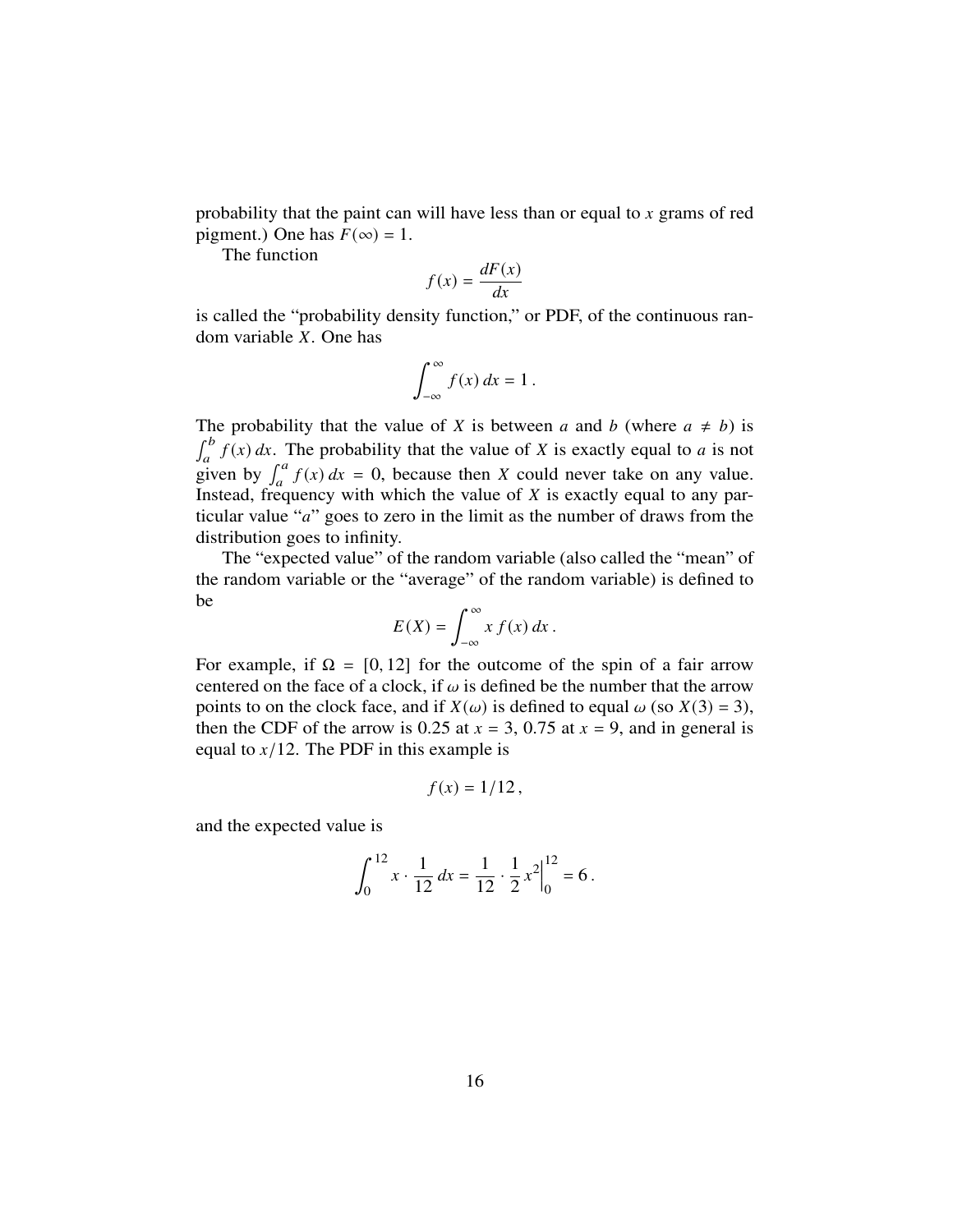probability that the paint can will have less than or equal to $x$ grams of red pigment.) One has $F(\infty) = 1$.

The function

$$f(x) = \frac{dF(x)}{dx}$$

is called the "probability density function," or PDF, of the continuous random variable $X$. One has

$$\int_{-\infty}^{\infty} f(x)\, dx = 1\,.$$

The probability that the value of $X$ is between $a$ and $b$ (where $a \neq b$) is $\int_a^b f(x)\, dx$. The probability that the value of $X$ is exactly equal to $a$ is not given by $\int_a^a f(x)\, dx = 0$, because then $X$ could never take on any value. Instead, frequency with which the value of $X$ is exactly equal to any particular value "$a$" goes to zero in the limit as the number of draws from the distribution goes to infinity.

The "expected value" of the random variable (also called the "mean" of the random variable or the "average" of the random variable) is defined to be

$$E(X) = \int_{-\infty}^{\infty} x\, f(x)\, dx\,.$$

For example, if $\Omega = [0, 12]$ for the outcome of the spin of a fair arrow centered on the face of a clock, if $\omega$ is defined be the number that the arrow points to on the clock face, and if $X(\omega)$ is defined to equal $\omega$ (so $X(3) = 3$), then the CDF of the arrow is 0.25 at $x = 3$, 0.75 at $x = 9$, and in general is equal to $x/12$. The PDF in this example is

$$f(x) = 1/12\,,$$

and the expected value is

$$\int_0^{12} x \cdot \frac{1}{12}\, dx = \frac{1}{12} \cdot \frac{1}{2} x^2 \Big|_0^{12} = 6\,.$$